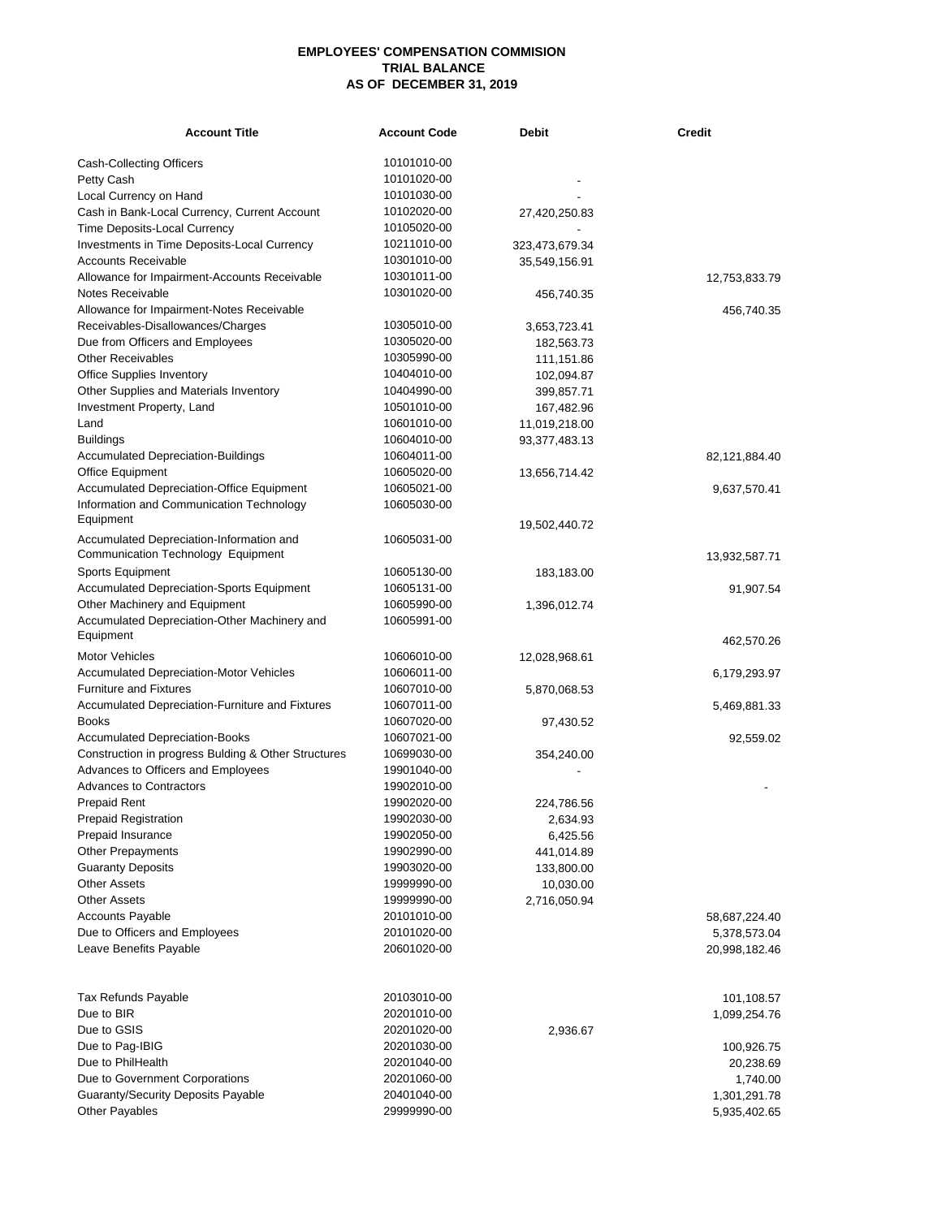**EMPLOYEES' COMPENSATION COMMISION**
**TRIAL BALANCE**
**AS OF DECEMBER 31, 2019**

| Account Title | Account Code | Debit | Credit |
|---|---|---|---|
| Cash-Collecting Officers | 10101010-00 | | |
| Petty Cash | 10101020-00 | - | |
| Local Currency on Hand | 10101030-00 | - | |
| Cash in Bank-Local Currency, Current Account | 10102020-00 | 27,420,250.83 | |
| Time Deposits-Local Currency | 10105020-00 | - | |
| Investments in Time Deposits-Local Currency | 10211010-00 | 323,473,679.34 | |
| Accounts Receivable | 10301010-00 | 35,549,156.91 | |
| Allowance for Impairment-Accounts Receivable | 10301011-00 | | 12,753,833.79 |
| Notes Receivable | 10301020-00 | 456,740.35 | |
| Allowance for Impairment-Notes Receivable | | | 456,740.35 |
| Receivables-Disallowances/Charges | 10305010-00 | 3,653,723.41 | |
| Due from Officers and Employees | 10305020-00 | 182,563.73 | |
| Other Receivables | 10305990-00 | 111,151.86 | |
| Office Supplies Inventory | 10404010-00 | 102,094.87 | |
| Other Supplies and Materials Inventory | 10404990-00 | 399,857.71 | |
| Investment Property, Land | 10501010-00 | 167,482.96 | |
| Land | 10601010-00 | 11,019,218.00 | |
| Buildings | 10604010-00 | 93,377,483.13 | |
| Accumulated Depreciation-Buildings | 10604011-00 | | 82,121,884.40 |
| Office Equipment | 10605020-00 | 13,656,714.42 | |
| Accumulated Depreciation-Office Equipment | 10605021-00 | | 9,637,570.41 |
| Information and Communication Technology Equipment | 10605030-00 | 19,502,440.72 | |
| Accumulated Depreciation-Information and Communication Technology Equipment | 10605031-00 | | 13,932,587.71 |
| Sports Equipment | 10605130-00 | 183,183.00 | |
| Accumulated Depreciation-Sports Equipment | 10605131-00 | | 91,907.54 |
| Other Machinery and Equipment | 10605990-00 | 1,396,012.74 | |
| Accumulated Depreciation-Other Machinery and Equipment | 10605991-00 | | 462,570.26 |
| Motor Vehicles | 10606010-00 | 12,028,968.61 | |
| Accumulated Depreciation-Motor Vehicles | 10606011-00 | | 6,179,293.97 |
| Furniture and Fixtures | 10607010-00 | 5,870,068.53 | |
| Accumulated Depreciation-Furniture and Fixtures | 10607011-00 | | 5,469,881.33 |
| Books | 10607020-00 | 97,430.52 | |
| Accumulated Depreciation-Books | 10607021-00 | | 92,559.02 |
| Construction in progress Bulding & Other Structures | 10699030-00 | 354,240.00 | |
| Advances to Officers and Employees | 19901040-00 | - | |
| Advances to Contractors | 19902010-00 | | - |
| Prepaid Rent | 19902020-00 | 224,786.56 | |
| Prepaid Registration | 19902030-00 | 2,634.93 | |
| Prepaid Insurance | 19902050-00 | 6,425.56 | |
| Other Prepayments | 19902990-00 | 441,014.89 | |
| Guaranty Deposits | 19903020-00 | 133,800.00 | |
| Other Assets | 19999990-00 | 10,030.00 | |
| Other Assets | 19999990-00 | 2,716,050.94 | |
| Accounts Payable | 20101010-00 | | 58,687,224.40 |
| Due to Officers and Employees | 20101020-00 | | 5,378,573.04 |
| Leave Benefits Payable | 20601020-00 | | 20,998,182.46 |
| Tax Refunds Payable | 20103010-00 | | 101,108.57 |
| Due to BIR | 20201010-00 | | 1,099,254.76 |
| Due to GSIS | 20201020-00 | 2,936.67 | |
| Due to Pag-IBIG | 20201030-00 | | 100,926.75 |
| Due to PhilHealth | 20201040-00 | | 20,238.69 |
| Due to Government Corporations | 20201060-00 | | 1,740.00 |
| Guaranty/Security Deposits Payable | 20401040-00 | | 1,301,291.78 |
| Other Payables | 29999990-00 | | 5,935,402.65 |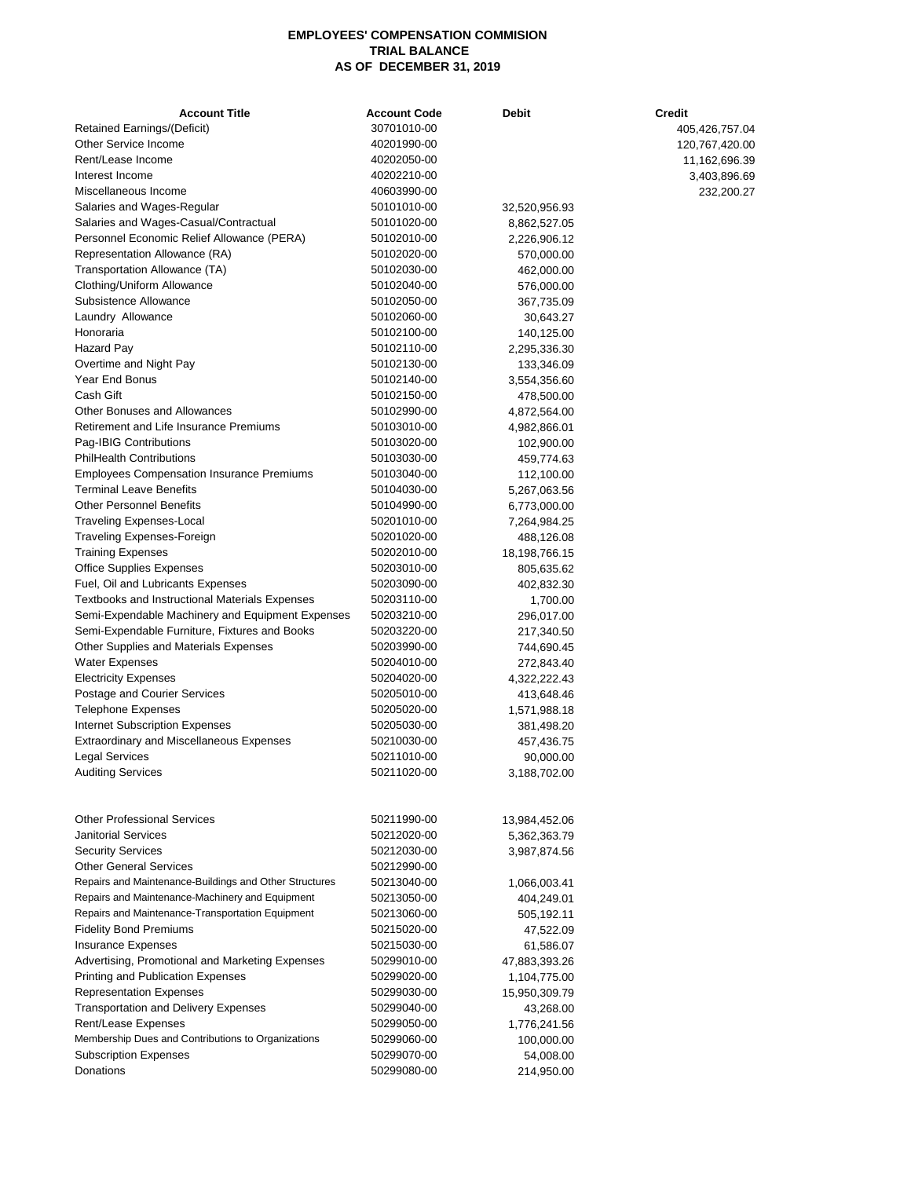**EMPLOYEES' COMPENSATION COMMISION**
**TRIAL BALANCE**
**AS OF DECEMBER 31, 2019**

| Account Title | Account Code | Debit | Credit |
|---|---|---|---|
| Retained Earnings/(Deficit) | 30701010-00 | | 405,426,757.04 |
| Other Service Income | 40201990-00 | | 120,767,420.00 |
| Rent/Lease Income | 40202050-00 | | 11,162,696.39 |
| Interest Income | 40202210-00 | | 3,403,896.69 |
| Miscellaneous Income | 40603990-00 | | 232,200.27 |
| Salaries and Wages-Regular | 50101010-00 | 32,520,956.93 | |
| Salaries and Wages-Casual/Contractual | 50101020-00 | 8,862,527.05 | |
| Personnel Economic Relief Allowance (PERA) | 50102010-00 | 2,226,906.12 | |
| Representation Allowance (RA) | 50102020-00 | 570,000.00 | |
| Transportation Allowance (TA) | 50102030-00 | 462,000.00 | |
| Clothing/Uniform Allowance | 50102040-00 | 576,000.00 | |
| Subsistence Allowance | 50102050-00 | 367,735.09 | |
| Laundry Allowance | 50102060-00 | 30,643.27 | |
| Honoraria | 50102100-00 | 140,125.00 | |
| Hazard Pay | 50102110-00 | 2,295,336.30 | |
| Overtime and Night Pay | 50102130-00 | 133,346.09 | |
| Year End Bonus | 50102140-00 | 3,554,356.60 | |
| Cash Gift | 50102150-00 | 478,500.00 | |
| Other Bonuses and Allowances | 50102990-00 | 4,872,564.00 | |
| Retirement and Life Insurance Premiums | 50103010-00 | 4,982,866.01 | |
| Pag-IBIG Contributions | 50103020-00 | 102,900.00 | |
| PhilHealth Contributions | 50103030-00 | 459,774.63 | |
| Employees Compensation Insurance Premiums | 50103040-00 | 112,100.00 | |
| Terminal Leave Benefits | 50104030-00 | 5,267,063.56 | |
| Other Personnel Benefits | 50104990-00 | 6,773,000.00 | |
| Traveling Expenses-Local | 50201010-00 | 7,264,984.25 | |
| Traveling Expenses-Foreign | 50201020-00 | 488,126.08 | |
| Training Expenses | 50202010-00 | 18,198,766.15 | |
| Office Supplies Expenses | 50203010-00 | 805,635.62 | |
| Fuel, Oil and Lubricants Expenses | 50203090-00 | 402,832.30 | |
| Textbooks and Instructional Materials Expenses | 50203110-00 | 1,700.00 | |
| Semi-Expendable Machinery and Equipment Expenses | 50203210-00 | 296,017.00 | |
| Semi-Expendable Furniture, Fixtures and Books | 50203220-00 | 217,340.50 | |
| Other Supplies and Materials Expenses | 50203990-00 | 744,690.45 | |
| Water Expenses | 50204010-00 | 272,843.40 | |
| Electricity Expenses | 50204020-00 | 4,322,222.43 | |
| Postage and Courier Services | 50205010-00 | 413,648.46 | |
| Telephone Expenses | 50205020-00 | 1,571,988.18 | |
| Internet Subscription Expenses | 50205030-00 | 381,498.20 | |
| Extraordinary and Miscellaneous Expenses | 50210030-00 | 457,436.75 | |
| Legal Services | 50211010-00 | 90,000.00 | |
| Auditing Services | 50211020-00 | 3,188,702.00 | |
| Other Professional Services | 50211990-00 | 13,984,452.06 | |
| Janitorial Services | 50212020-00 | 5,362,363.79 | |
| Security Services | 50212030-00 | 3,987,874.56 | |
| Other General Services | 50212990-00 | | |
| Repairs and Maintenance-Buildings and Other Structures | 50213040-00 | 1,066,003.41 | |
| Repairs and Maintenance-Machinery and Equipment | 50213050-00 | 404,249.01 | |
| Repairs and Maintenance-Transportation Equipment | 50213060-00 | 505,192.11 | |
| Fidelity Bond Premiums | 50215020-00 | 47,522.09 | |
| Insurance Expenses | 50215030-00 | 61,586.07 | |
| Advertising, Promotional and Marketing Expenses | 50299010-00 | 47,883,393.26 | |
| Printing and Publication Expenses | 50299020-00 | 1,104,775.00 | |
| Representation Expenses | 50299030-00 | 15,950,309.79 | |
| Transportation and Delivery Expenses | 50299040-00 | 43,268.00 | |
| Rent/Lease Expenses | 50299050-00 | 1,776,241.56 | |
| Membership Dues and Contributions to Organizations | 50299060-00 | 100,000.00 | |
| Subscription Expenses | 50299070-00 | 54,008.00 | |
| Donations | 50299080-00 | 214,950.00 | |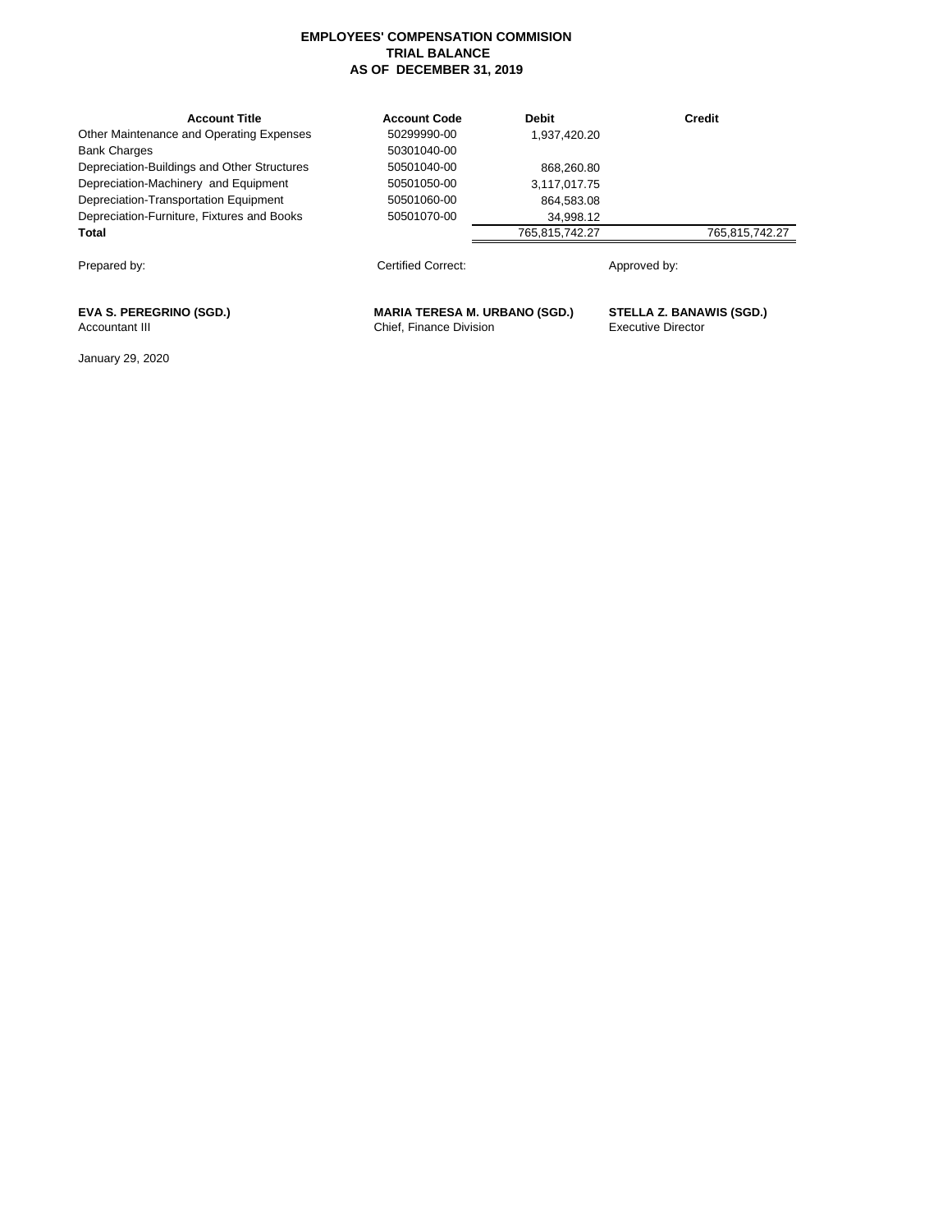**EMPLOYEES' COMPENSATION COMMISION**
**TRIAL BALANCE**
**AS OF DECEMBER 31, 2019**

| Account Title | Account Code | Debit | Credit |
|---|---|---|---|
| Other Maintenance and Operating Expenses | 50299990-00 | 1,937,420.20 | |
| Bank Charges | 50301040-00 | | |
| Depreciation-Buildings and Other Structures | 50501040-00 | 868,260.80 | |
| Depreciation-Machinery and Equipment | 50501050-00 | 3,117,017.75 | |
| Depreciation-Transportation Equipment | 50501060-00 | 864,583.08 | |
| Depreciation-Furniture, Fixtures and Books | 50501070-00 | 34,998.12 | |
| **Total** | | 765,815,742.27 | 765,815,742.27 |

| Prepared by: | Certified Correct: | Approved by: |
|---|---|---|
| **EVA S. PEREGRINO (SGD.)** | **MARIA TERESA M. URBANO (SGD.)** | **STELLA Z. BANAWIS (SGD.)** |
| Accountant III | Chief, Finance Division | Executive Director |

January 29, 2020